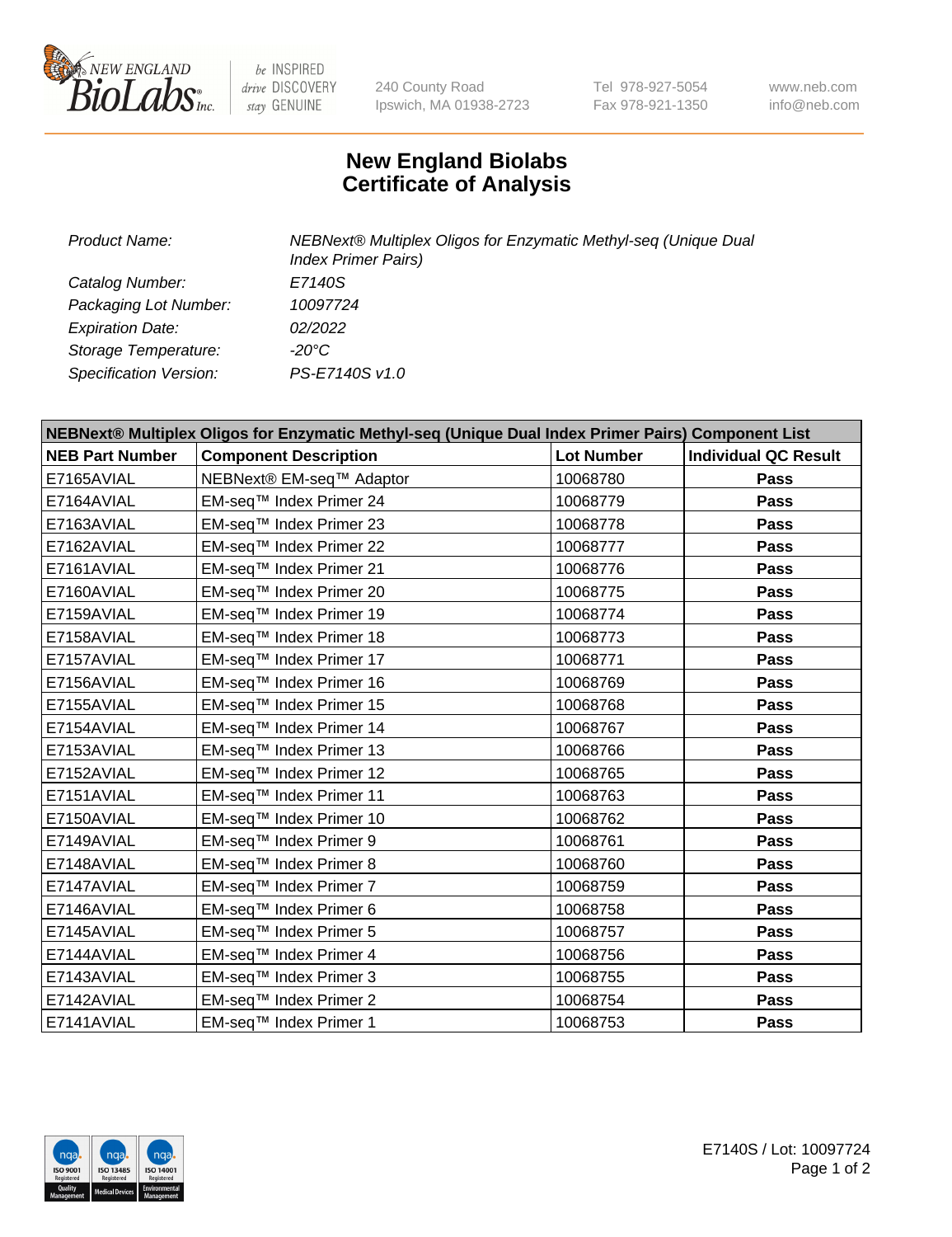240 County Road
Ipswich, MA 01938-2723

Tel 978-927-5054
Fax 978-921-1350

www.neb.com
info@neb.com

# New England Biolabs
# Certificate of Analysis

| | |
|---|---|
| *Product Name:* | *NEBNext® Multiplex Oligos for Enzymatic Methyl-seq (Unique Dual Index Primer Pairs)* |
| *Catalog Number:* | *E7140S* |
| *Packaging Lot Number:* | *10097724* |
| *Expiration Date:* | *02/2022* |
| *Storage Temperature:* | *-20°C* |
| *Specification Version:* | *PS-E7140S v1.0* |

| **NEBNext® Multiplex Oligos for Enzymatic Methyl-seq (Unique Dual Index Primer Pairs) Component List** | | | |
|---|---|---|---|
| **NEB Part Number** | **Component Description** | **Lot Number** | **Individual QC Result** |
| E7165AVIAL | NEBNext® EM-seq™ Adaptor | 10068780 | **Pass** |
| E7164AVIAL | EM-seq™ Index Primer 24 | 10068779 | **Pass** |
| E7163AVIAL | EM-seq™ Index Primer 23 | 10068778 | **Pass** |
| E7162AVIAL | EM-seq™ Index Primer 22 | 10068777 | **Pass** |
| E7161AVIAL | EM-seq™ Index Primer 21 | 10068776 | **Pass** |
| E7160AVIAL | EM-seq™ Index Primer 20 | 10068775 | **Pass** |
| E7159AVIAL | EM-seq™ Index Primer 19 | 10068774 | **Pass** |
| E7158AVIAL | EM-seq™ Index Primer 18 | 10068773 | **Pass** |
| E7157AVIAL | EM-seq™ Index Primer 17 | 10068771 | **Pass** |
| E7156AVIAL | EM-seq™ Index Primer 16 | 10068769 | **Pass** |
| E7155AVIAL | EM-seq™ Index Primer 15 | 10068768 | **Pass** |
| E7154AVIAL | EM-seq™ Index Primer 14 | 10068767 | **Pass** |
| E7153AVIAL | EM-seq™ Index Primer 13 | 10068766 | **Pass** |
| E7152AVIAL | EM-seq™ Index Primer 12 | 10068765 | **Pass** |
| E7151AVIAL | EM-seq™ Index Primer 11 | 10068763 | **Pass** |
| E7150AVIAL | EM-seq™ Index Primer 10 | 10068762 | **Pass** |
| E7149AVIAL | EM-seq™ Index Primer 9 | 10068761 | **Pass** |
| E7148AVIAL | EM-seq™ Index Primer 8 | 10068760 | **Pass** |
| E7147AVIAL | EM-seq™ Index Primer 7 | 10068759 | **Pass** |
| E7146AVIAL | EM-seq™ Index Primer 6 | 10068758 | **Pass** |
| E7145AVIAL | EM-seq™ Index Primer 5 | 10068757 | **Pass** |
| E7144AVIAL | EM-seq™ Index Primer 4 | 10068756 | **Pass** |
| E7143AVIAL | EM-seq™ Index Primer 3 | 10068755 | **Pass** |
| E7142AVIAL | EM-seq™ Index Primer 2 | 10068754 | **Pass** |
| E7141AVIAL | EM-seq™ Index Primer 1 | 10068753 | **Pass** |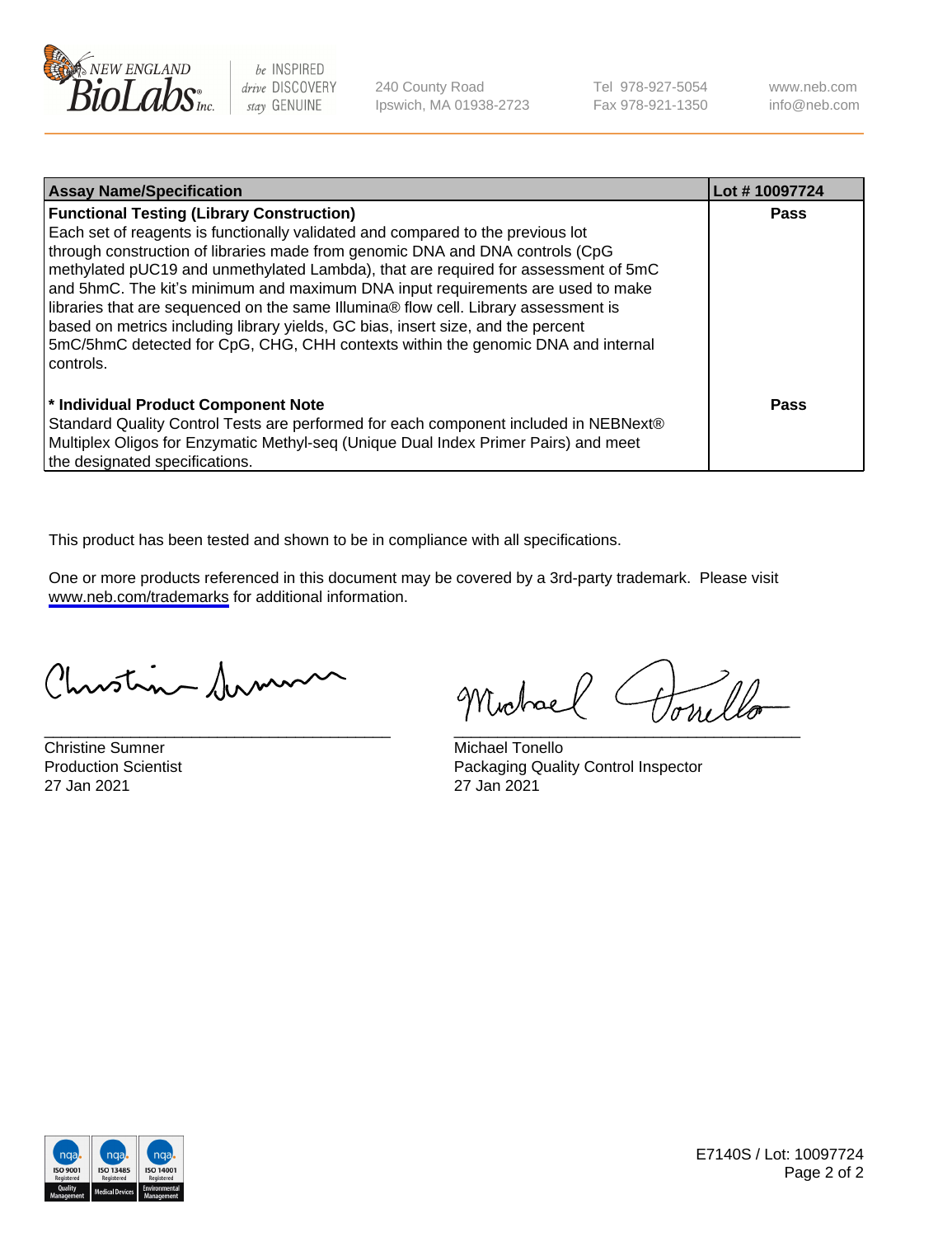| Assay Name/Specification | Lot # 10097724 |
|---|---|
| **Functional Testing (Library Construction)** Each set of reagents is functionally validated and compared to the previous lot through construction of libraries made from genomic DNA and DNA controls (CpG methylated pUC19 and unmethylated Lambda), that are required for assessment of 5mC and 5hmC. The kit's minimum and maximum DNA input requirements are used to make libraries that are sequenced on the same Illumina® flow cell. Library assessment is based on metrics including library yields, GC bias, insert size, and the percent 5mC/5hmC detected for CpG, CHG, CHH contexts within the genomic DNA and internal controls. | **Pass** |
| **\* Individual Product Component Note** Standard Quality Control Tests are performed for each component included in NEBNext® Multiplex Oligos for Enzymatic Methyl-seq (Unique Dual Index Primer Pairs) and meet the designated specifications. | **Pass** |

This product has been tested and shown to be in compliance with all specifications.

One or more products referenced in this document may be covered by a 3rd-party trademark. Please visit www.neb.com/trademarks for additional information.

Christine Sumner
Production Scientist
27 Jan 2021

Michael Tonello
Packaging Quality Control Inspector
27 Jan 2021

E7140S / Lot: 10097724